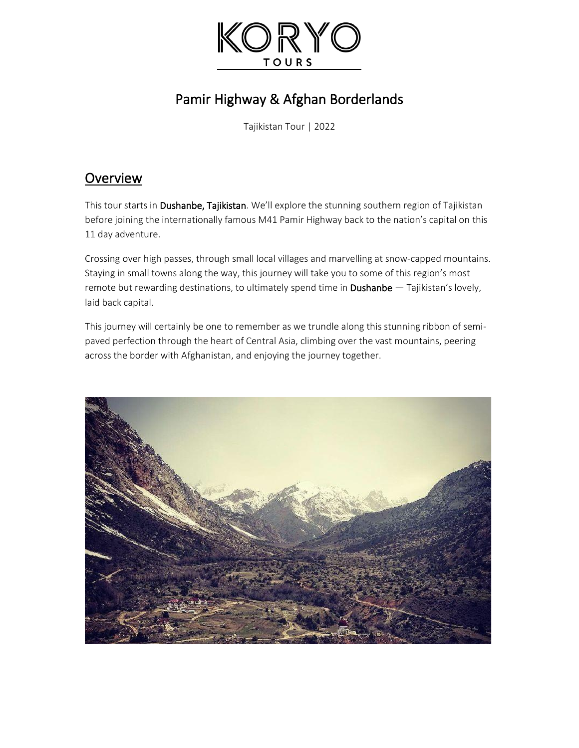# Pamir Highway & Afghan Borderlands

Tajikistan Tour | 2022

## Overview

This tour starts in **Dushanbe, Tajikistan**. We'll explore the stunning southern region of Tajikistan before joining the internationally famous M41 Pamir Highway back to the nation's capital on this 11 day adventure.

Crossing over high passes, through small local villages and marvelling at snow-capped mountains. Staying in small towns along the way, this journey will take you to some of this region's most remote but rewarding destinations, to ultimately spend time in **Dushanbe** — Tajikistan's lovely, laid back capital.

This journey will certainly be one to remember as we trundle along this stunning ribbon of semi-paved perfection through the heart of Central Asia, climbing over the vast mountains, peering across the border with Afghanistan, and enjoying the journey together.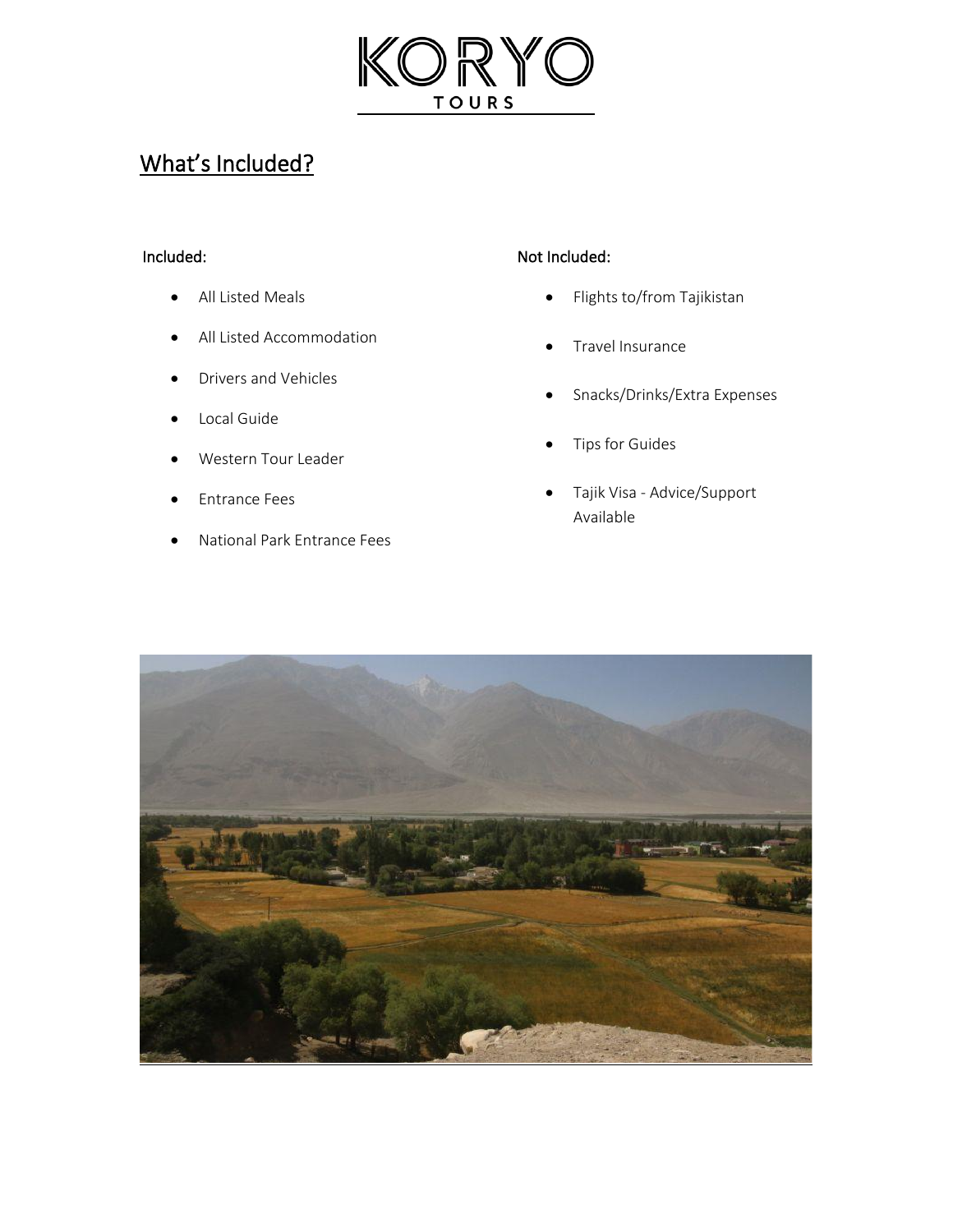## What's Included?

Included:

- All Listed Meals
- All Listed Accommodation
- Drivers and Vehicles
- Local Guide
- Western Tour Leader
- Entrance Fees
- National Park Entrance Fees

Not Included:

- Flights to/from Tajikistan
- Travel Insurance
- Snacks/Drinks/Extra Expenses
- Tips for Guides
- Tajik Visa - Advice/Support Available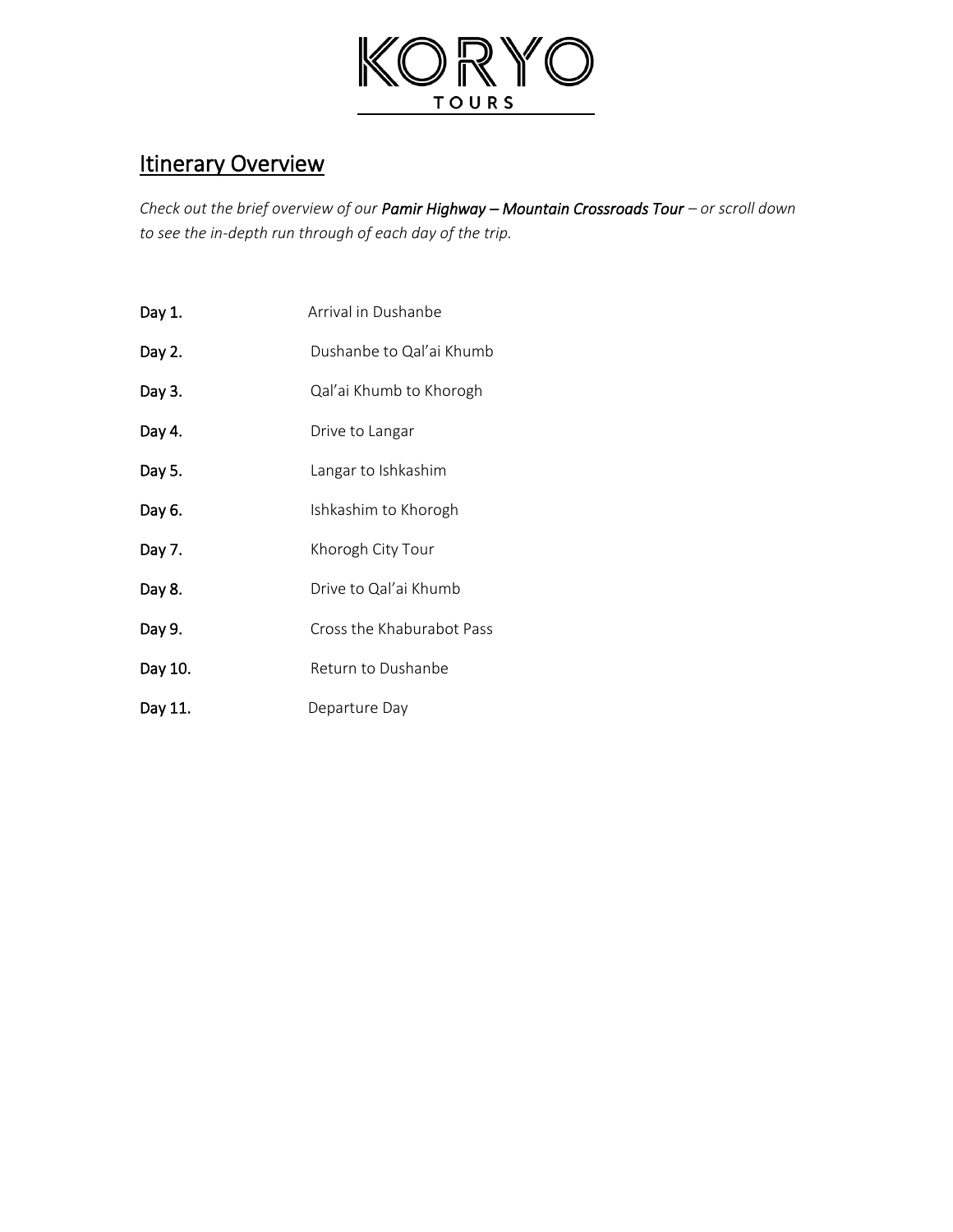# Itinerary Overview

*Check out the brief overview of our **Pamir Highway – Mountain Crossroads Tour** – or scroll down to see the in-depth run through of each day of the trip.*

| | |
|---|---|
| **Day 1.** | Arrival in Dushanbe |
| **Day 2.** | Dushanbe to Qal'ai Khumb |
| **Day 3.** | Qal'ai Khumb to Khorogh |
| **Day 4.** | Drive to Langar |
| **Day 5.** | Langar to Ishkashim |
| **Day 6.** | Ishkashim to Khorogh |
| **Day 7.** | Khorogh City Tour |
| **Day 8.** | Drive to Qal'ai Khumb |
| **Day 9.** | Cross the Khaburabot Pass |
| **Day 10.** | Return to Dushanbe |
| **Day 11.** | Departure Day |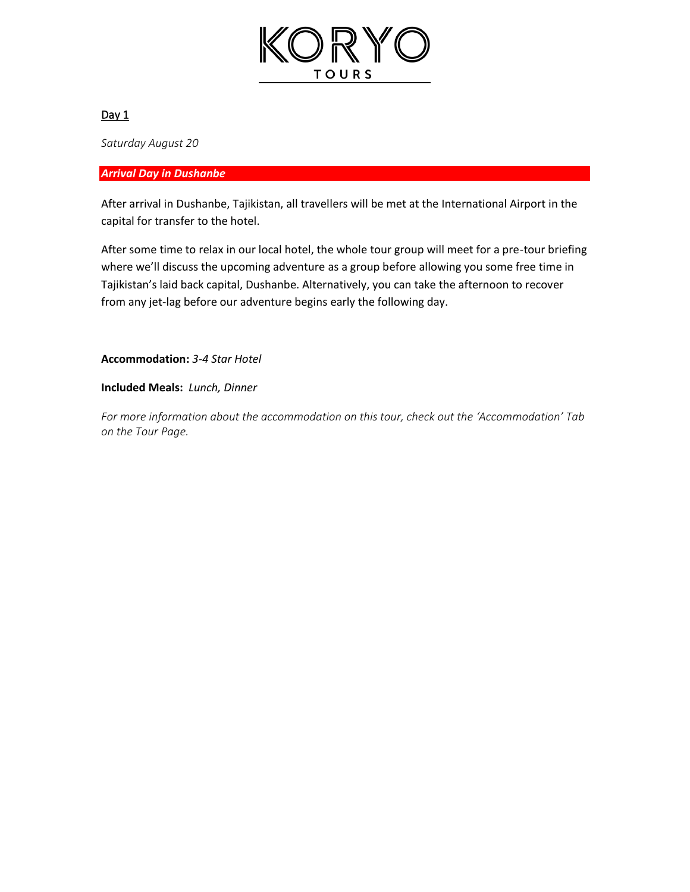## Day 1

*Saturday August 20*

***Arrival Day in Dushanbe***

After arrival in Dushanbe, Tajikistan, all travellers will be met at the International Airport in the capital for transfer to the hotel.

After some time to relax in our local hotel, the whole tour group will meet for a pre-tour briefing where we'll discuss the upcoming adventure as a group before allowing you some free time in Tajikistan's laid back capital, Dushanbe. Alternatively, you can take the afternoon to recover from any jet-lag before our adventure begins early the following day.

**Accommodation:** *3-4 Star Hotel*

**Included Meals:** *Lunch, Dinner*

*For more information about the accommodation on this tour, check out the 'Accommodation' Tab on the Tour Page.*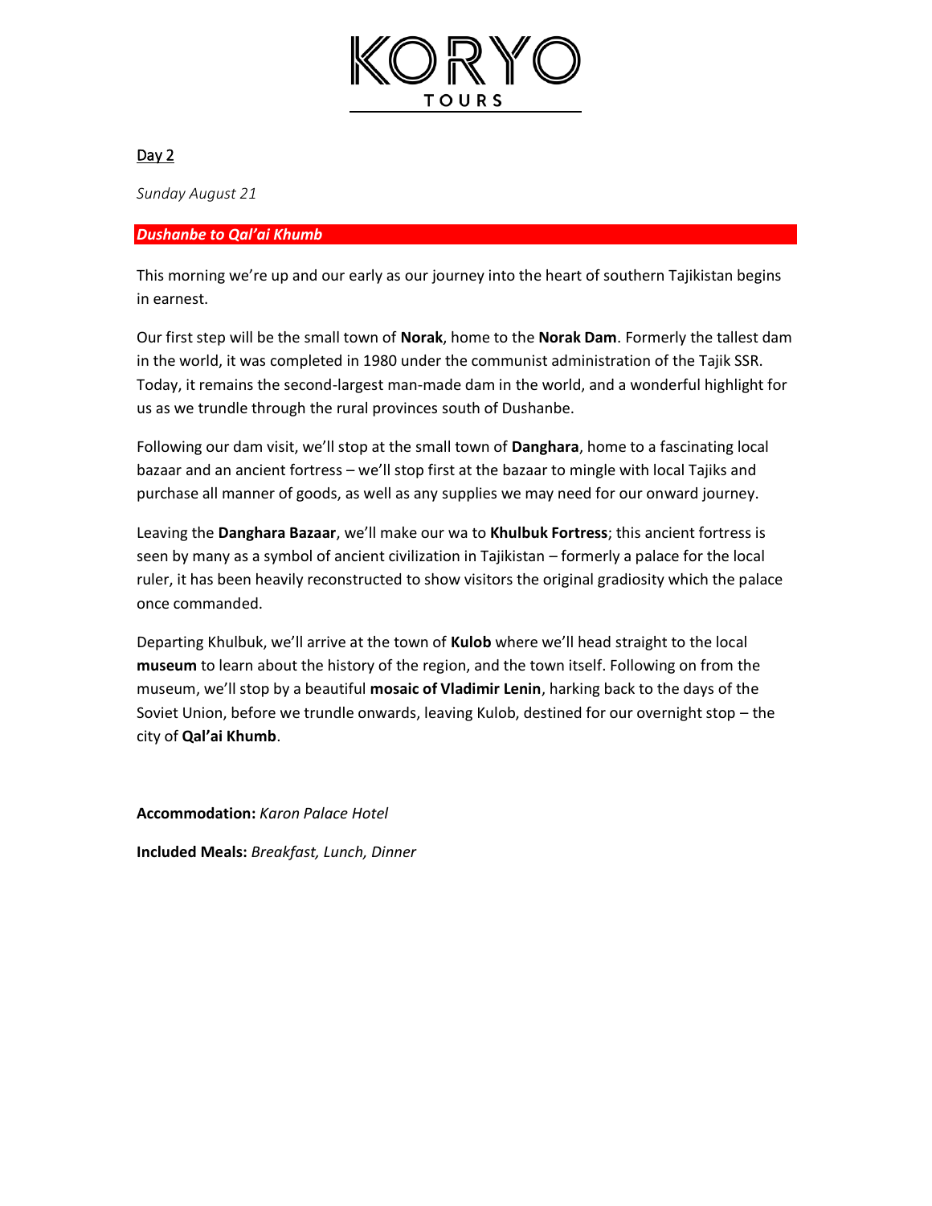## Day 2

*Sunday August 21*

***Dushanbe to Qal'ai Khumb***

This morning we're up and our early as our journey into the heart of southern Tajikistan begins in earnest.

Our first step will be the small town of **Norak**, home to the **Norak Dam**. Formerly the tallest dam in the world, it was completed in 1980 under the communist administration of the Tajik SSR. Today, it remains the second-largest man-made dam in the world, and a wonderful highlight for us as we trundle through the rural provinces south of Dushanbe.

Following our dam visit, we'll stop at the small town of **Danghara**, home to a fascinating local bazaar and an ancient fortress – we'll stop first at the bazaar to mingle with local Tajiks and purchase all manner of goods, as well as any supplies we may need for our onward journey.

Leaving the **Danghara Bazaar**, we'll make our wa to **Khulbuk Fortress**; this ancient fortress is seen by many as a symbol of ancient civilization in Tajikistan – formerly a palace for the local ruler, it has been heavily reconstructed to show visitors the original gradiosity which the palace once commanded.

Departing Khulbuk, we'll arrive at the town of **Kulob** where we'll head straight to the local **museum** to learn about the history of the region, and the town itself. Following on from the museum, we'll stop by a beautiful **mosaic of Vladimir Lenin**, harking back to the days of the Soviet Union, before we trundle onwards, leaving Kulob, destined for our overnight stop – the city of **Qal'ai Khumb**.

**Accommodation:** *Karon Palace Hotel*

**Included Meals:** *Breakfast, Lunch, Dinner*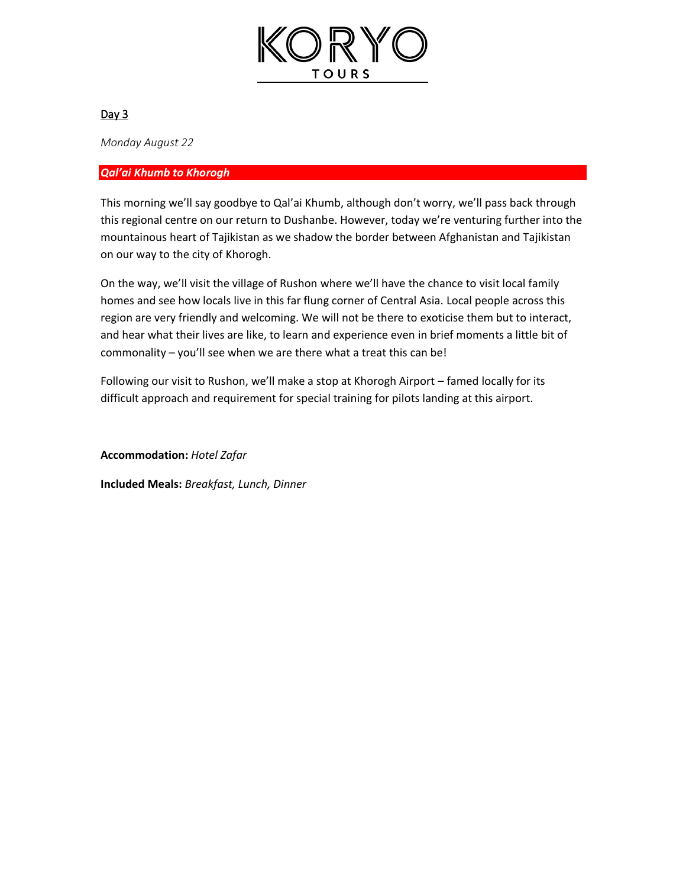## Day 3

*Monday August 22*

***Qal'ai Khumb to Khorogh***

This morning we'll say goodbye to Qal'ai Khumb, although don't worry, we'll pass back through this regional centre on our return to Dushanbe. However, today we're venturing further into the mountainous heart of Tajikistan as we shadow the border between Afghanistan and Tajikistan on our way to the city of Khorogh.

On the way, we'll visit the village of Rushon where we'll have the chance to visit local family homes and see how locals live in this far flung corner of Central Asia. Local people across this region are very friendly and welcoming. We will not be there to exoticise them but to interact, and hear what their lives are like, to learn and experience even in brief moments a little bit of commonality – you'll see when we are there what a treat this can be!

Following our visit to Rushon, we'll make a stop at Khorogh Airport – famed locally for its difficult approach and requirement for special training for pilots landing at this airport.

**Accommodation:** *Hotel Zafar*

**Included Meals:** *Breakfast, Lunch, Dinner*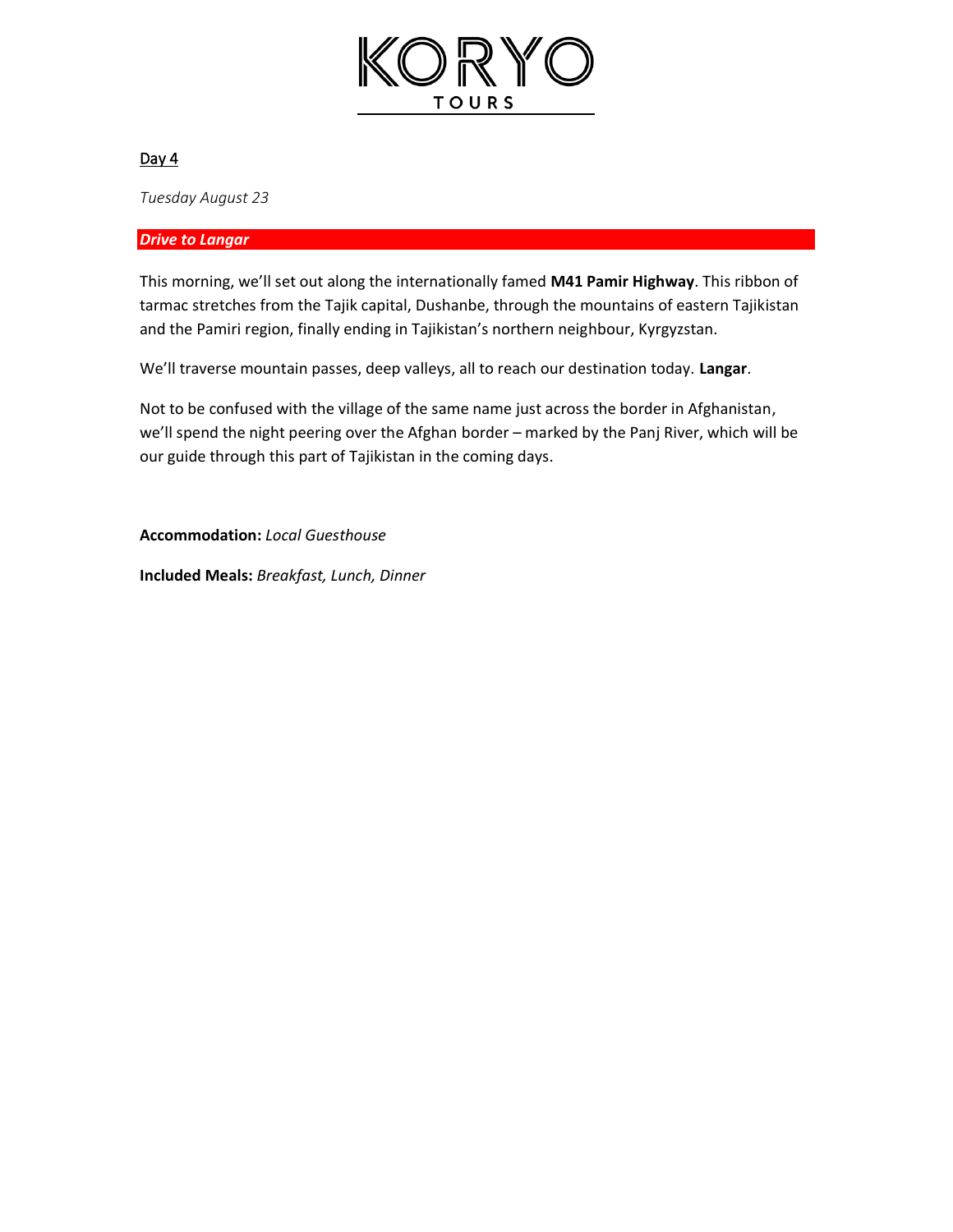## Day 4

*Tuesday August 23*

***Drive to Langar***

This morning, we'll set out along the internationally famed **M41 Pamir Highway**. This ribbon of tarmac stretches from the Tajik capital, Dushanbe, through the mountains of eastern Tajikistan and the Pamiri region, finally ending in Tajikistan's northern neighbour, Kyrgyzstan.

We'll traverse mountain passes, deep valleys, all to reach our destination today. **Langar**.

Not to be confused with the village of the same name just across the border in Afghanistan, we'll spend the night peering over the Afghan border – marked by the Panj River, which will be our guide through this part of Tajikistan in the coming days.

**Accommodation:** *Local Guesthouse*

**Included Meals:** *Breakfast, Lunch, Dinner*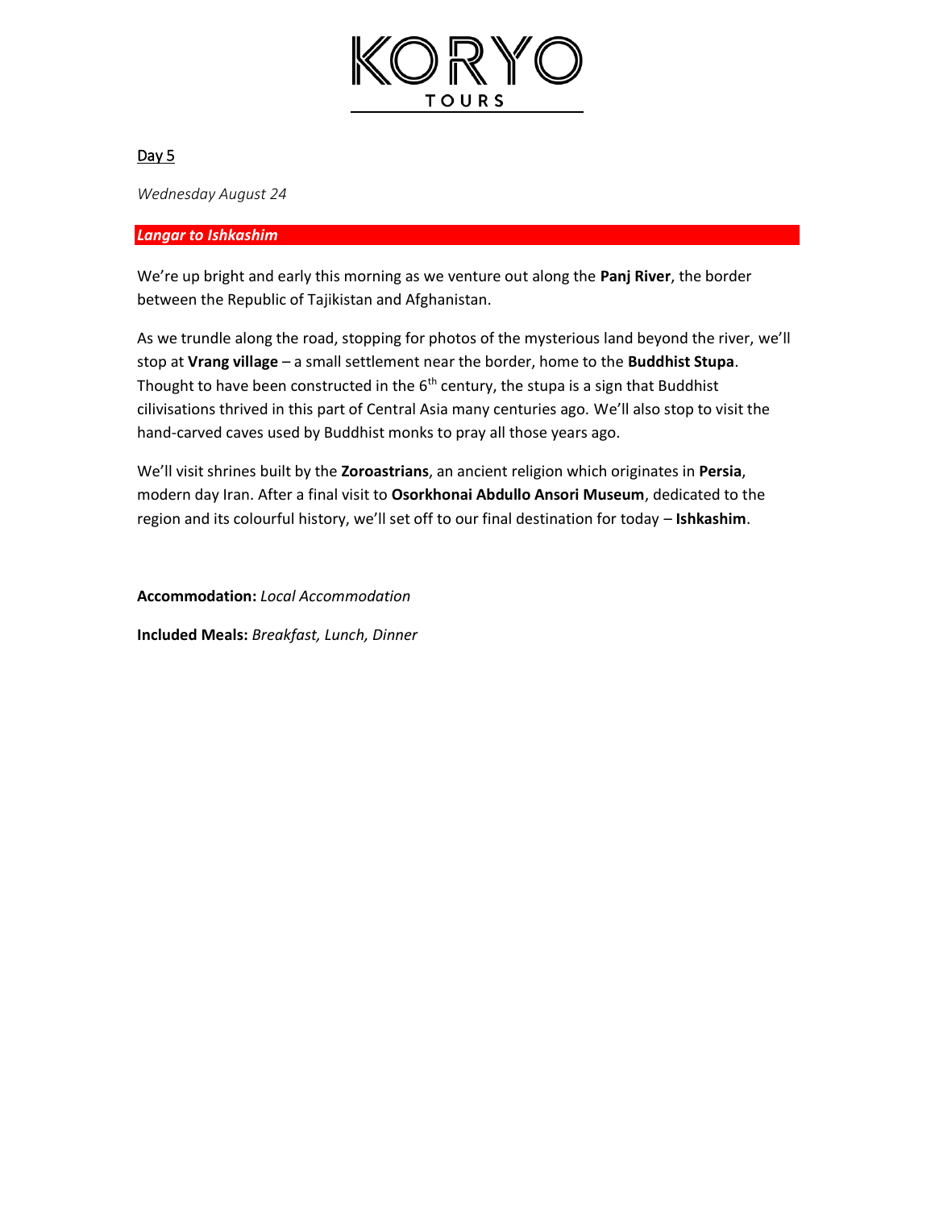## Day 5

*Wednesday August 24*

***Langar to Ishkashim***

We're up bright and early this morning as we venture out along the **Panj River**, the border between the Republic of Tajikistan and Afghanistan.

As we trundle along the road, stopping for photos of the mysterious land beyond the river, we'll stop at **Vrang village** – a small settlement near the border, home to the **Buddhist Stupa**. Thought to have been constructed in the 6th century, the stupa is a sign that Buddhist cilivisations thrived in this part of Central Asia many centuries ago. We'll also stop to visit the hand-carved caves used by Buddhist monks to pray all those years ago.

We'll visit shrines built by the **Zoroastrians**, an ancient religion which originates in **Persia**, modern day Iran. After a final visit to **Osorkhonai Abdullo Ansori Museum**, dedicated to the region and its colourful history, we'll set off to our final destination for today – **Ishkashim**.

**Accommodation:** *Local Accommodation*

**Included Meals:** *Breakfast, Lunch, Dinner*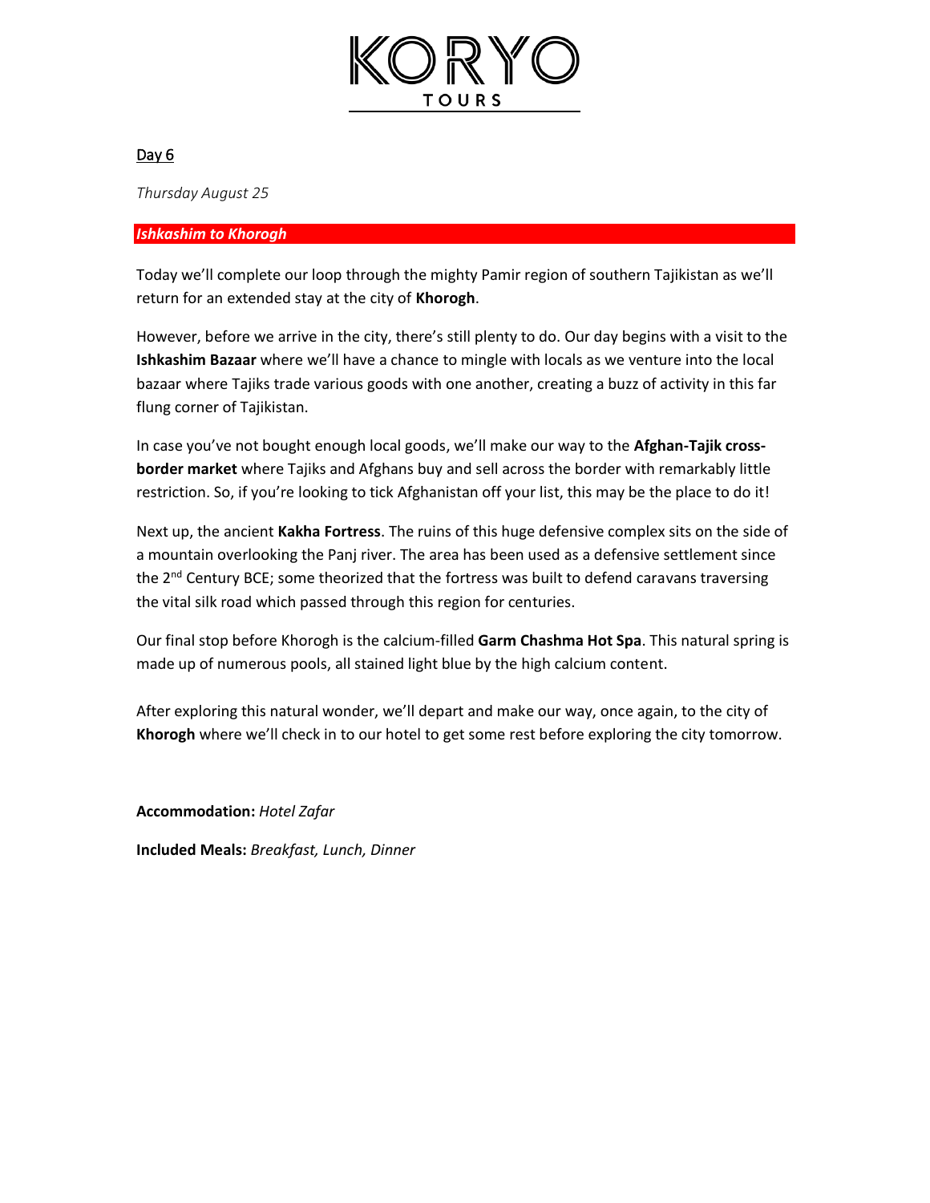## Day 6

*Thursday August 25*

***Ishkashim to Khorogh***

Today we'll complete our loop through the mighty Pamir region of southern Tajikistan as we'll return for an extended stay at the city of **Khorogh**.

However, before we arrive in the city, there's still plenty to do. Our day begins with a visit to the **Ishkashim Bazaar** where we'll have a chance to mingle with locals as we venture into the local bazaar where Tajiks trade various goods with one another, creating a buzz of activity in this far flung corner of Tajikistan.

In case you've not bought enough local goods, we'll make our way to the **Afghan-Tajik cross-border market** where Tajiks and Afghans buy and sell across the border with remarkably little restriction. So, if you're looking to tick Afghanistan off your list, this may be the place to do it!

Next up, the ancient **Kakha Fortress**. The ruins of this huge defensive complex sits on the side of a mountain overlooking the Panj river. The area has been used as a defensive settlement since the 2nd Century BCE; some theorized that the fortress was built to defend caravans traversing the vital silk road which passed through this region for centuries.

Our final stop before Khorogh is the calcium-filled **Garm Chashma Hot Spa**. This natural spring is made up of numerous pools, all stained light blue by the high calcium content.

After exploring this natural wonder, we'll depart and make our way, once again, to the city of **Khorogh** where we'll check in to our hotel to get some rest before exploring the city tomorrow.

**Accommodation:** *Hotel Zafar*

**Included Meals:** *Breakfast, Lunch, Dinner*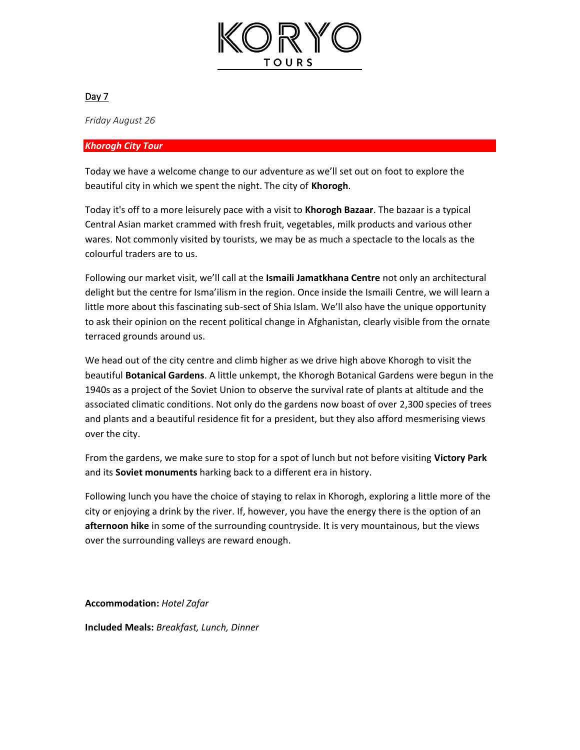## Day 7

*Friday August 26*

### ***Khorogh City Tour***

Today we have a welcome change to our adventure as we'll set out on foot to explore the beautiful city in which we spent the night. The city of **Khorogh**.

Today it's off to a more leisurely pace with a visit to **Khorogh Bazaar**. The bazaar is a typical Central Asian market crammed with fresh fruit, vegetables, milk products and various other wares. Not commonly visited by tourists, we may be as much a spectacle to the locals as the colourful traders are to us.

Following our market visit, we'll call at the **Ismaili Jamatkhana Centre** not only an architectural delight but the centre for Isma'ilism in the region. Once inside the Ismaili Centre, we will learn a little more about this fascinating sub-sect of Shia Islam. We'll also have the unique opportunity to ask their opinion on the recent political change in Afghanistan, clearly visible from the ornate terraced grounds around us.

We head out of the city centre and climb higher as we drive high above Khorogh to visit the beautiful **Botanical Gardens**. A little unkempt, the Khorogh Botanical Gardens were begun in the 1940s as a project of the Soviet Union to observe the survival rate of plants at altitude and the associated climatic conditions. Not only do the gardens now boast of over 2,300 species of trees and plants and a beautiful residence fit for a president, but they also afford mesmerising views over the city.

From the gardens, we make sure to stop for a spot of lunch but not before visiting **Victory Park** and its **Soviet monuments** harking back to a different era in history.

Following lunch you have the choice of staying to relax in Khorogh, exploring a little more of the city or enjoying a drink by the river. If, however, you have the energy there is the option of an **afternoon hike** in some of the surrounding countryside. It is very mountainous, but the views over the surrounding valleys are reward enough.

**Accommodation:** *Hotel Zafar*

**Included Meals:** *Breakfast, Lunch, Dinner*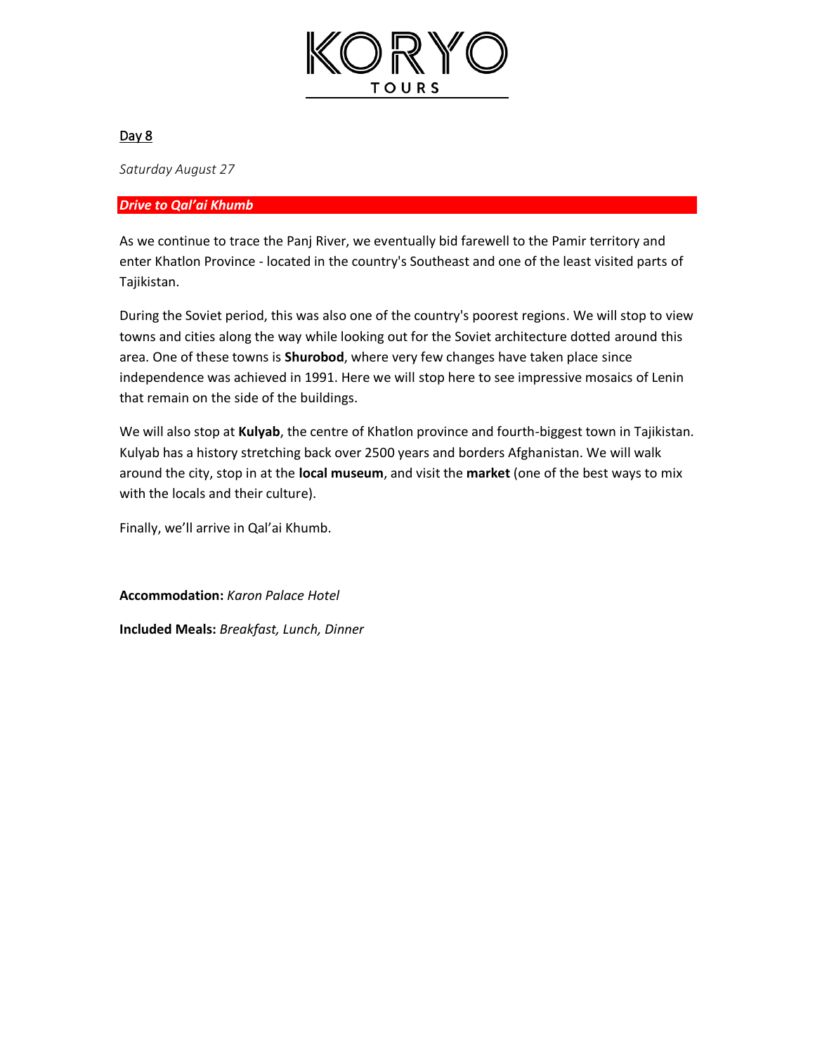## Day 8

*Saturday August 27*

***Drive to Qal'ai Khumb***

As we continue to trace the Panj River, we eventually bid farewell to the Pamir territory and enter Khatlon Province - located in the country's Southeast and one of the least visited parts of Tajikistan.

During the Soviet period, this was also one of the country's poorest regions. We will stop to view towns and cities along the way while looking out for the Soviet architecture dotted around this area. One of these towns is **Shurobod**, where very few changes have taken place since independence was achieved in 1991. Here we will stop here to see impressive mosaics of Lenin that remain on the side of the buildings.

We will also stop at **Kulyab**, the centre of Khatlon province and fourth-biggest town in Tajikistan. Kulyab has a history stretching back over 2500 years and borders Afghanistan. We will walk around the city, stop in at the **local museum**, and visit the **market** (one of the best ways to mix with the locals and their culture).

Finally, we'll arrive in Qal'ai Khumb.

**Accommodation:** *Karon Palace Hotel*

**Included Meals:** *Breakfast, Lunch, Dinner*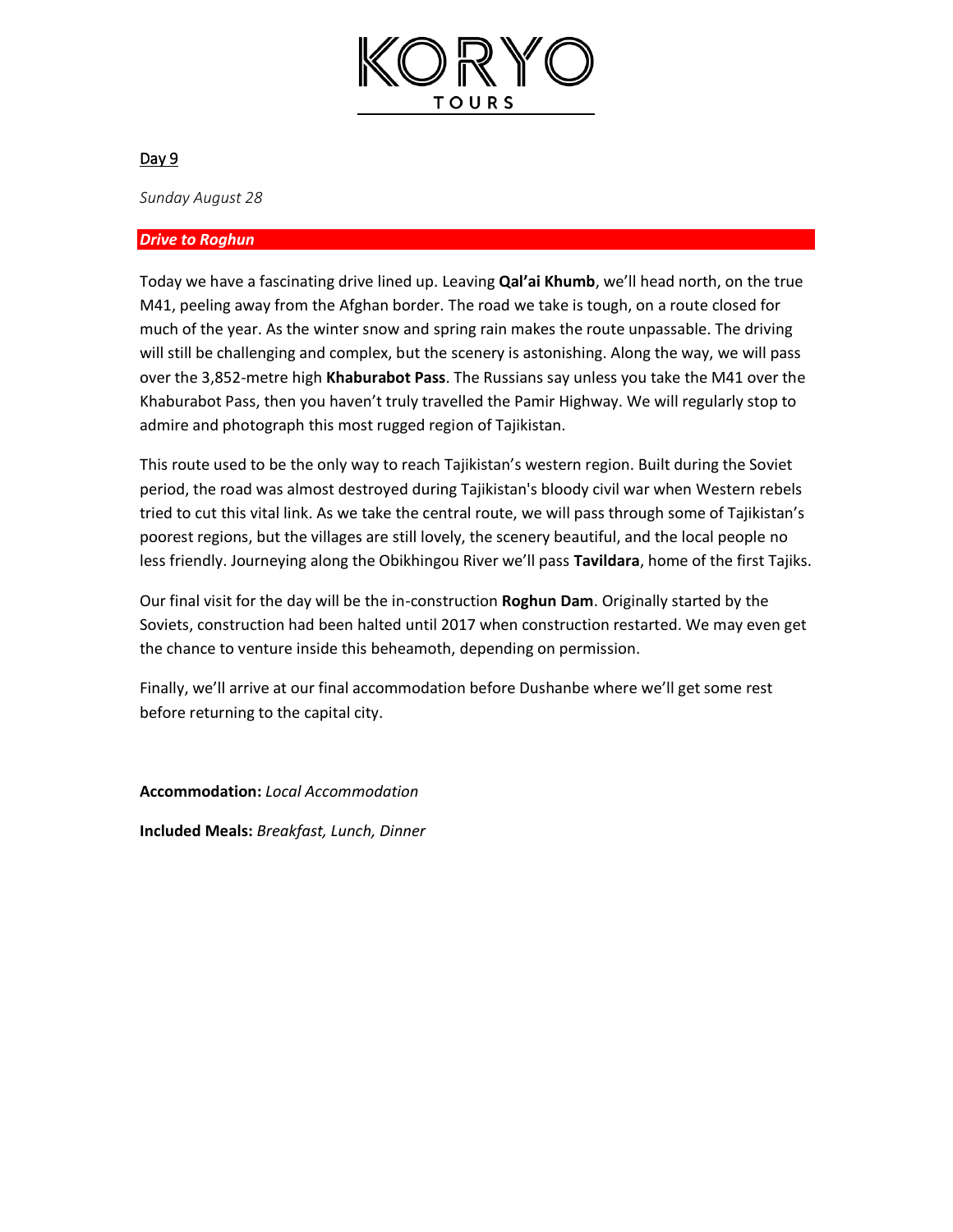## Day 9

*Sunday August 28*

***Drive to Roghun***

Today we have a fascinating drive lined up. Leaving **Qal'ai Khumb**, we'll head north, on the true M41, peeling away from the Afghan border. The road we take is tough, on a route closed for much of the year. As the winter snow and spring rain makes the route unpassable. The driving will still be challenging and complex, but the scenery is astonishing. Along the way, we will pass over the 3,852-metre high **Khaburabot Pass**. The Russians say unless you take the M41 over the Khaburabot Pass, then you haven't truly travelled the Pamir Highway. We will regularly stop to admire and photograph this most rugged region of Tajikistan.

This route used to be the only way to reach Tajikistan's western region. Built during the Soviet period, the road was almost destroyed during Tajikistan's bloody civil war when Western rebels tried to cut this vital link. As we take the central route, we will pass through some of Tajikistan's poorest regions, but the villages are still lovely, the scenery beautiful, and the local people no less friendly. Journeying along the Obikhingou River we'll pass **Tavildara**, home of the first Tajiks.

Our final visit for the day will be the in-construction **Roghun Dam**. Originally started by the Soviets, construction had been halted until 2017 when construction restarted. We may even get the chance to venture inside this beheamoth, depending on permission.

Finally, we'll arrive at our final accommodation before Dushanbe where we'll get some rest before returning to the capital city.

**Accommodation:** *Local Accommodation*

**Included Meals:** *Breakfast, Lunch, Dinner*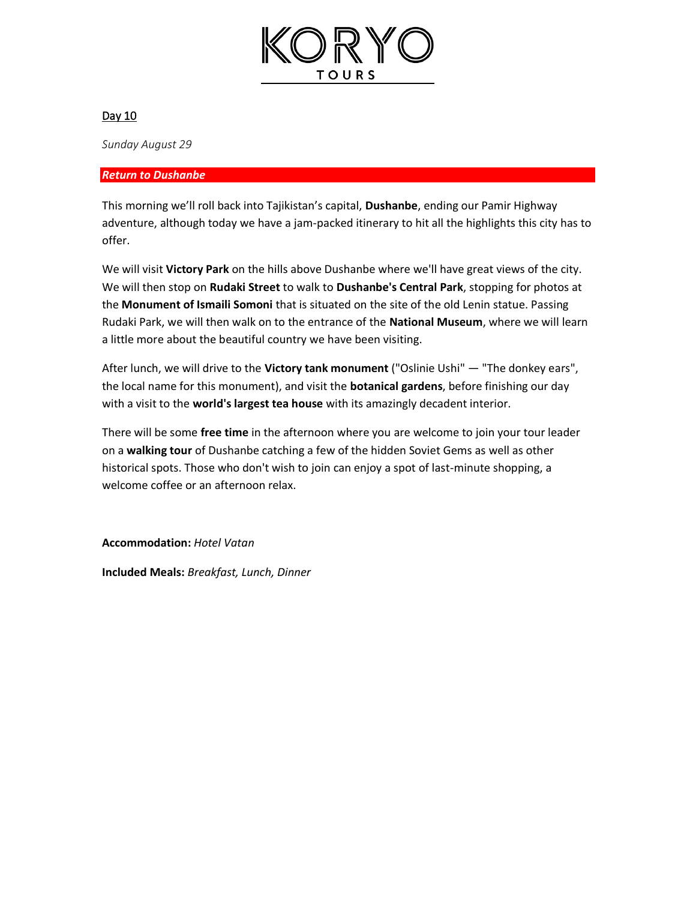## Day 10

*Sunday August 29*

***Return to Dushanbe***

This morning we'll roll back into Tajikistan's capital, **Dushanbe**, ending our Pamir Highway adventure, although today we have a jam-packed itinerary to hit all the highlights this city has to offer.

We will visit **Victory Park** on the hills above Dushanbe where we'll have great views of the city. We will then stop on **Rudaki Street** to walk to **Dushanbe's Central Park**, stopping for photos at the **Monument of Ismaili Somoni** that is situated on the site of the old Lenin statue. Passing Rudaki Park, we will then walk on to the entrance of the **National Museum**, where we will learn a little more about the beautiful country we have been visiting.

After lunch, we will drive to the **Victory tank monument** ("Oslinie Ushi" — "The donkey ears", the local name for this monument), and visit the **botanical gardens**, before finishing our day with a visit to the **world's largest tea house** with its amazingly decadent interior.

There will be some **free time** in the afternoon where you are welcome to join your tour leader on a **walking tour** of Dushanbe catching a few of the hidden Soviet Gems as well as other historical spots. Those who don't wish to join can enjoy a spot of last-minute shopping, a welcome coffee or an afternoon relax.

**Accommodation:** *Hotel Vatan*

**Included Meals:** *Breakfast, Lunch, Dinner*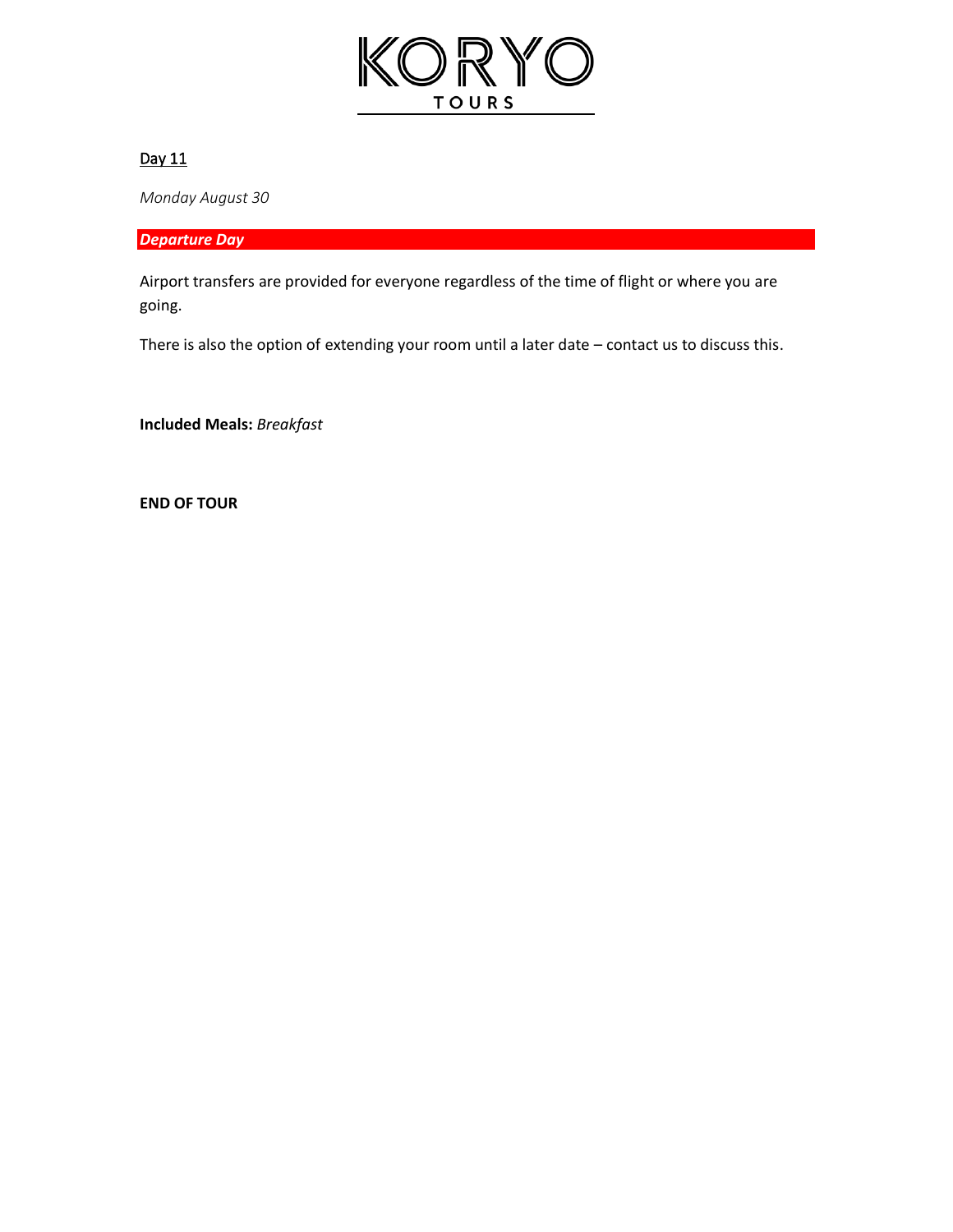Day 11

*Monday August 30*

***Departure Day***

Airport transfers are provided for everyone regardless of the time of flight or where you are going.

There is also the option of extending your room until a later date – contact us to discuss this.

**Included Meals:** *Breakfast*

**END OF TOUR**